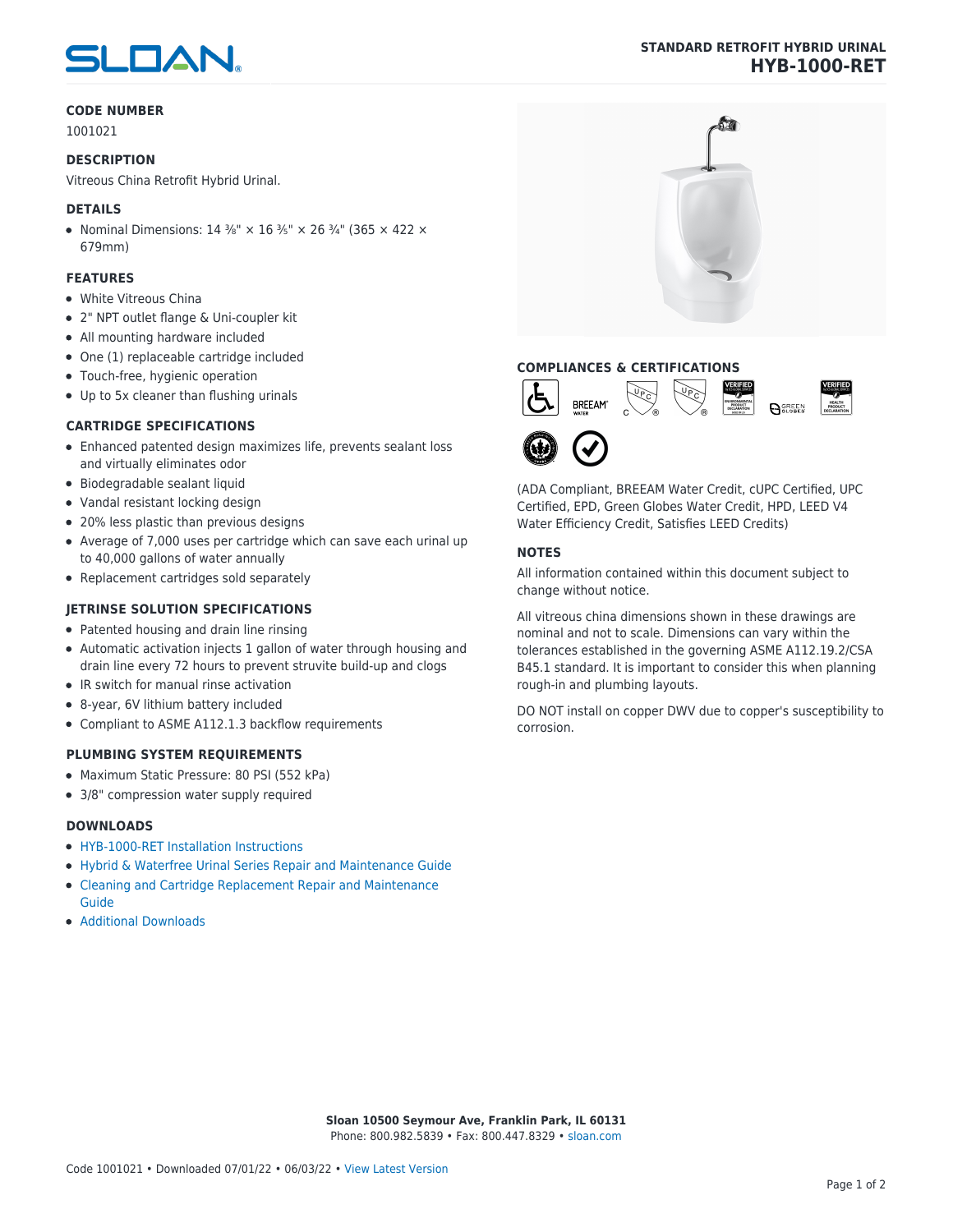# STANDARD RETROFIT HYBRID URINAL
## HYB-1000-RET

### CODE NUMBER

1001021

### DESCRIPTION

Vitreous China Retrofit Hybrid Urinal.

### DETAILS

- Nominal Dimensions: 14 ⅜" × 16 ⅗" × 26 ¾" (365 × 422 × 679mm)

### FEATURES

- White Vitreous China
- 2" NPT outlet flange & Uni-coupler kit
- All mounting hardware included
- One (1) replaceable cartridge included
- Touch-free, hygienic operation
- Up to 5x cleaner than flushing urinals

### CARTRIDGE SPECIFICATIONS

- Enhanced patented design maximizes life, prevents sealant loss and virtually eliminates odor
- Biodegradable sealant liquid
- Vandal resistant locking design
- 20% less plastic than previous designs
- Average of 7,000 uses per cartridge which can save each urinal up to 40,000 gallons of water annually
- Replacement cartridges sold separately

### JETRINSE SOLUTION SPECIFICATIONS

- Patented housing and drain line rinsing
- Automatic activation injects 1 gallon of water through housing and drain line every 72 hours to prevent struvite build-up and clogs
- IR switch for manual rinse activation
- 8-year, 6V lithium battery included
- Compliant to ASME A112.1.3 backflow requirements

### PLUMBING SYSTEM REQUIREMENTS

- Maximum Static Pressure: 80 PSI (552 kPa)
- 3/8" compression water supply required

### DOWNLOADS

- HYB-1000-RET Installation Instructions
- Hybrid & Waterfree Urinal Series Repair and Maintenance Guide
- Cleaning and Cartridge Replacement Repair and Maintenance Guide
- Additional Downloads

### COMPLIANCES & CERTIFICATIONS

(ADA Compliant, BREEAM Water Credit, cUPC Certified, UPC Certified, EPD, Green Globes Water Credit, HPD, LEED V4 Water Efficiency Credit, Satisfies LEED Credits)

### NOTES

All information contained within this document subject to change without notice.

All vitreous china dimensions shown in these drawings are nominal and not to scale. Dimensions can vary within the tolerances established in the governing ASME A112.19.2/CSA B45.1 standard. It is important to consider this when planning rough-in and plumbing layouts.

DO NOT install on copper DWV due to copper's susceptibility to corrosion.

**Sloan 10500 Seymour Ave, Franklin Park, IL 60131**
Phone: 800.982.5839 • Fax: 800.447.8329 • sloan.com

Code 1001021 • Downloaded 07/01/22 • 06/03/22 • View Latest Version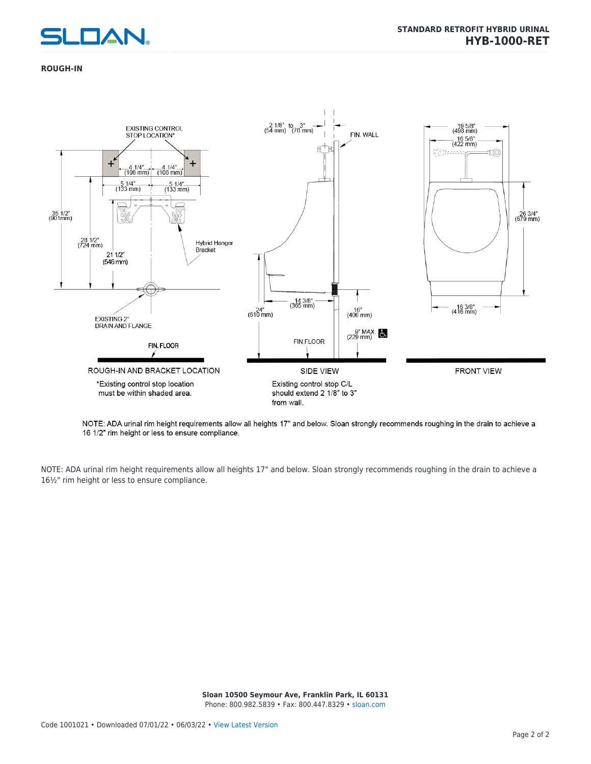## ROUGH-IN

EXISTING CONTROL STOP LOCATION*

4 1/4" (108 mm)
4 1/4" (108 mm)
5 1/4" (133 mm)
5 1/4" (133 mm)
35 1/2" (901mm)
28 1/2" (724 mm)
21 1/2" (546 mm)
Hybrid Hanger Bracket
EXISTING 2" DRAIN AND FLANGE
FIN. FLOOR

ROUGH-IN AND BRACKET LOCATION

*Existing control stop location must be within shaded area.

2 1/8" (54 mm) to 3" (76 mm)
FIN. WALL
14 3/8" (365 mm)
24" (610 mm)
16" (406 mm)
9" MAX. (229 mm)
FIN.FLOOR

SIDE VIEW

Existing control stop C/L should extend 2 1/8" to 3" from wall.

19 5/8" (498 mm)
16 5/8" (422 mm)
26 3/4" (679 mm)
16 3/8" (416 mm)

FRONT VIEW

NOTE: ADA urinal rim height requirements allow all heights 17" and below. Sloan strongly recommends roughing in the drain to achieve a 16 1/2" rim height or less to ensure compliance.

NOTE: ADA urinal rim height requirements allow all heights 17" and below. Sloan strongly recommends roughing in the drain to achieve a 16½" rim height or less to ensure compliance.

**Sloan 10500 Seymour Ave, Franklin Park, IL 60131**
Phone: 800.982.5839 • Fax: 800.447.8329 • sloan.com

Code 1001021 • Downloaded 07/01/22 • 06/03/22 • View Latest Version